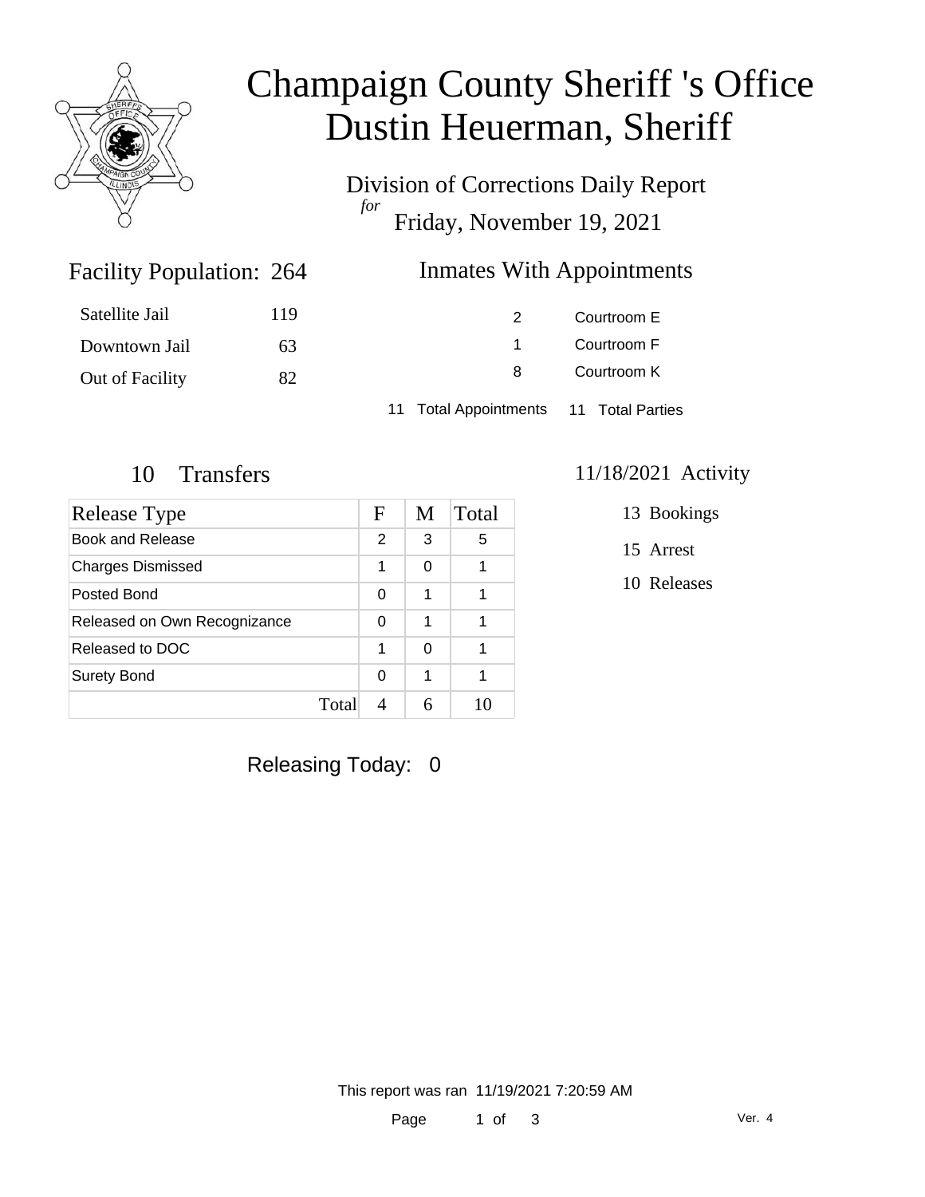# Champaign County Sheriff 's Office
# Dustin Heuerman, Sheriff

Division of Corrections Daily Report
*for*
Friday, November 19, 2021

## Facility Population: 264

| | |
|---|---|
| Satellite Jail | 119 |
| Downtown Jail | 63 |
| Out of Facility | 82 |

## Inmates With Appointments

| | |
|---|---|
| 2 | Courtroom E |
| 1 | Courtroom F |
| 8 | Courtroom K |

11 Total Appointments    11 Total Parties

## 10 Transfers

| Release Type | F | M | Total |
|---|---|---|---|
| Book and Release | 2 | 3 | 5 |
| Charges Dismissed | 1 | 0 | 1 |
| Posted Bond | 0 | 1 | 1 |
| Released on Own Recognizance | 0 | 1 | 1 |
| Released to DOC | 1 | 0 | 1 |
| Surety Bond | 0 | 1 | 1 |
| Total | 4 | 6 | 10 |

## 11/18/2021 Activity

13 Bookings

15 Arrest

10 Releases

Releasing Today: 0

This report was ran 11/19/2021 7:20:59 AM

Ver. 4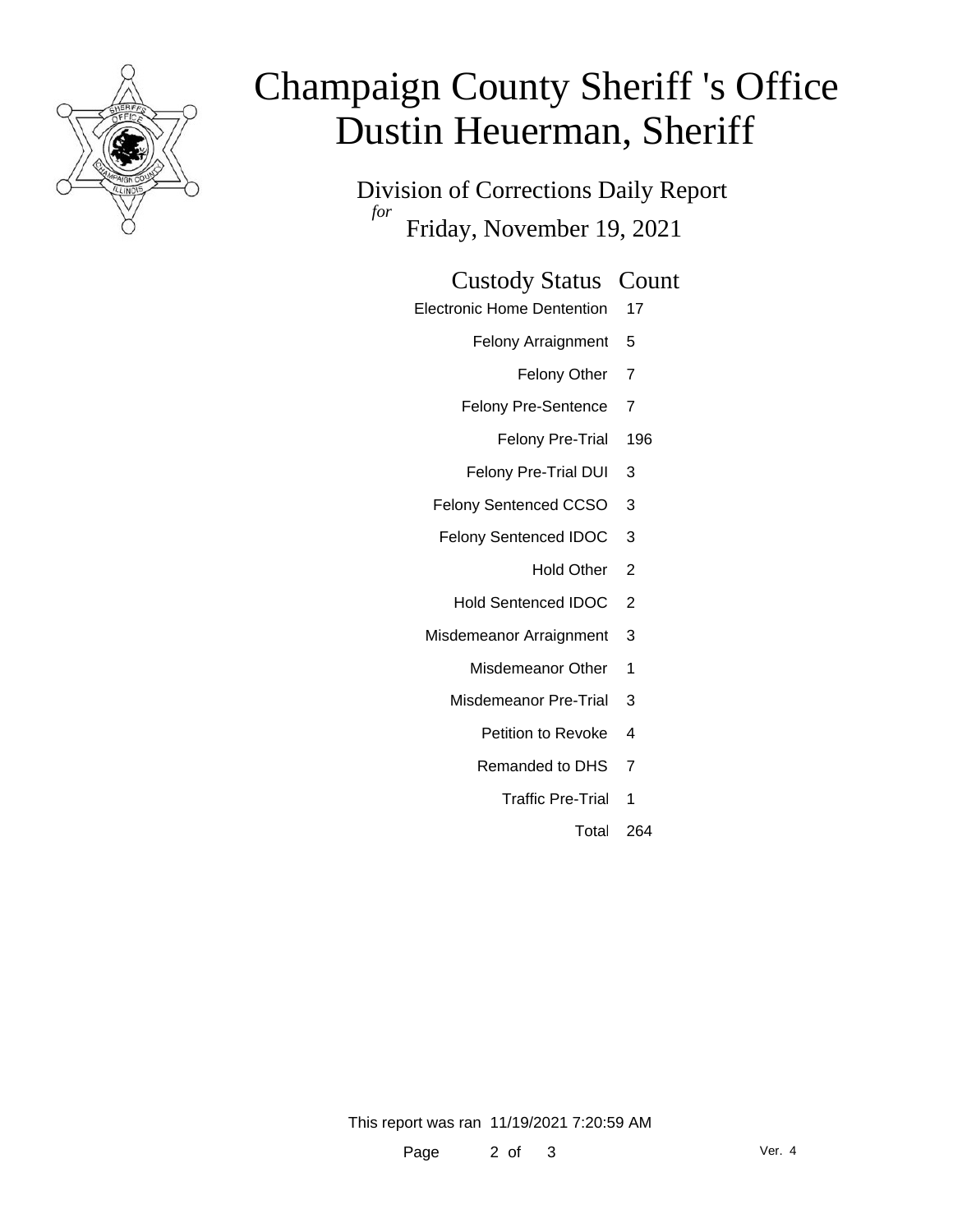# Champaign County Sheriff 's Office
# Dustin Heuerman, Sheriff

Division of Corrections Daily Report

*for*

Friday, November 19, 2021

| Custody Status | Count |
|---|---|
| Electronic Home Dentention | 17 |
| Felony Arraignment | 5 |
| Felony Other | 7 |
| Felony Pre-Sentence | 7 |
| Felony Pre-Trial | 196 |
| Felony Pre-Trial DUI | 3 |
| Felony Sentenced CCSO | 3 |
| Felony Sentenced IDOC | 3 |
| Hold Other | 2 |
| Hold Sentenced IDOC | 2 |
| Misdemeanor Arraignment | 3 |
| Misdemeanor Other | 1 |
| Misdemeanor Pre-Trial | 3 |
| Petition to Revoke | 4 |
| Remanded to DHS | 7 |
| Traffic Pre-Trial | 1 |
| Total | 264 |

This report was ran 11/19/2021 7:20:59 AM

Ver. 4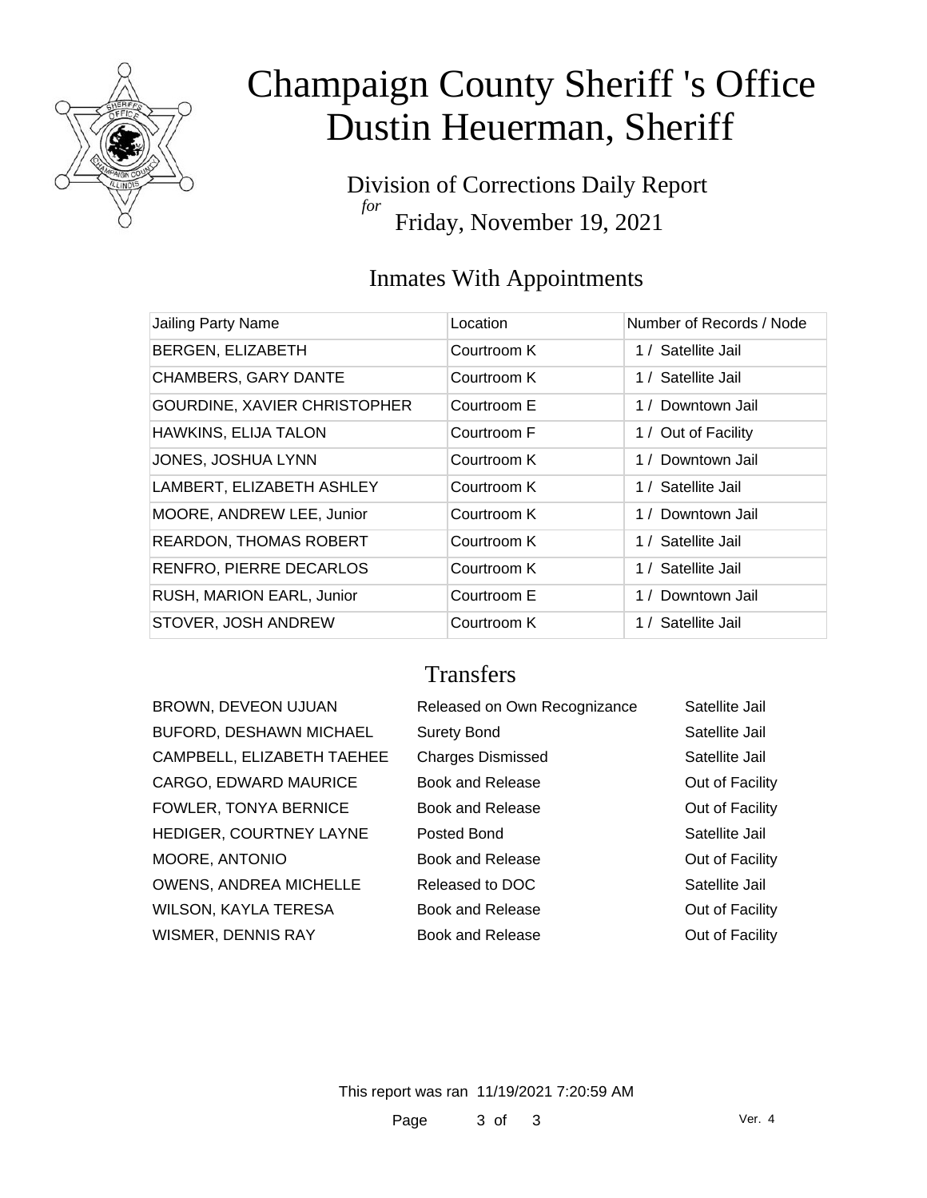# Champaign County Sheriff 's Office
# Dustin Heuerman, Sheriff

Division of Corrections Daily Report

*for*

Friday, November 19, 2021

## Inmates With Appointments

| Jailing Party Name | Location | Number of Records / Node |
|---|---|---|
| BERGEN, ELIZABETH | Courtroom K | 1 / Satellite Jail |
| CHAMBERS, GARY DANTE | Courtroom K | 1 / Satellite Jail |
| GOURDINE, XAVIER CHRISTOPHER | Courtroom E | 1 / Downtown Jail |
| HAWKINS, ELIJA TALON | Courtroom F | 1 / Out of Facility |
| JONES, JOSHUA LYNN | Courtroom K | 1 / Downtown Jail |
| LAMBERT, ELIZABETH ASHLEY | Courtroom K | 1 / Satellite Jail |
| MOORE, ANDREW LEE, Junior | Courtroom K | 1 / Downtown Jail |
| REARDON, THOMAS ROBERT | Courtroom K | 1 / Satellite Jail |
| RENFRO, PIERRE DECARLOS | Courtroom K | 1 / Satellite Jail |
| RUSH, MARION EARL, Junior | Courtroom E | 1 / Downtown Jail |
| STOVER, JOSH ANDREW | Courtroom K | 1 / Satellite Jail |

## Transfers

| | | |
|---|---|---|
| BROWN, DEVEON UJUAN | Released on Own Recognizance | Satellite Jail |
| BUFORD, DESHAWN MICHAEL | Surety Bond | Satellite Jail |
| CAMPBELL, ELIZABETH TAEHEE | Charges Dismissed | Satellite Jail |
| CARGO, EDWARD MAURICE | Book and Release | Out of Facility |
| FOWLER, TONYA BERNICE | Book and Release | Out of Facility |
| HEDIGER, COURTNEY LAYNE | Posted Bond | Satellite Jail |
| MOORE, ANTONIO | Book and Release | Out of Facility |
| OWENS, ANDREA MICHELLE | Released to DOC | Satellite Jail |
| WILSON, KAYLA TERESA | Book and Release | Out of Facility |
| WISMER, DENNIS RAY | Book and Release | Out of Facility |

This report was ran 11/19/2021 7:20:59 AM

Ver. 4